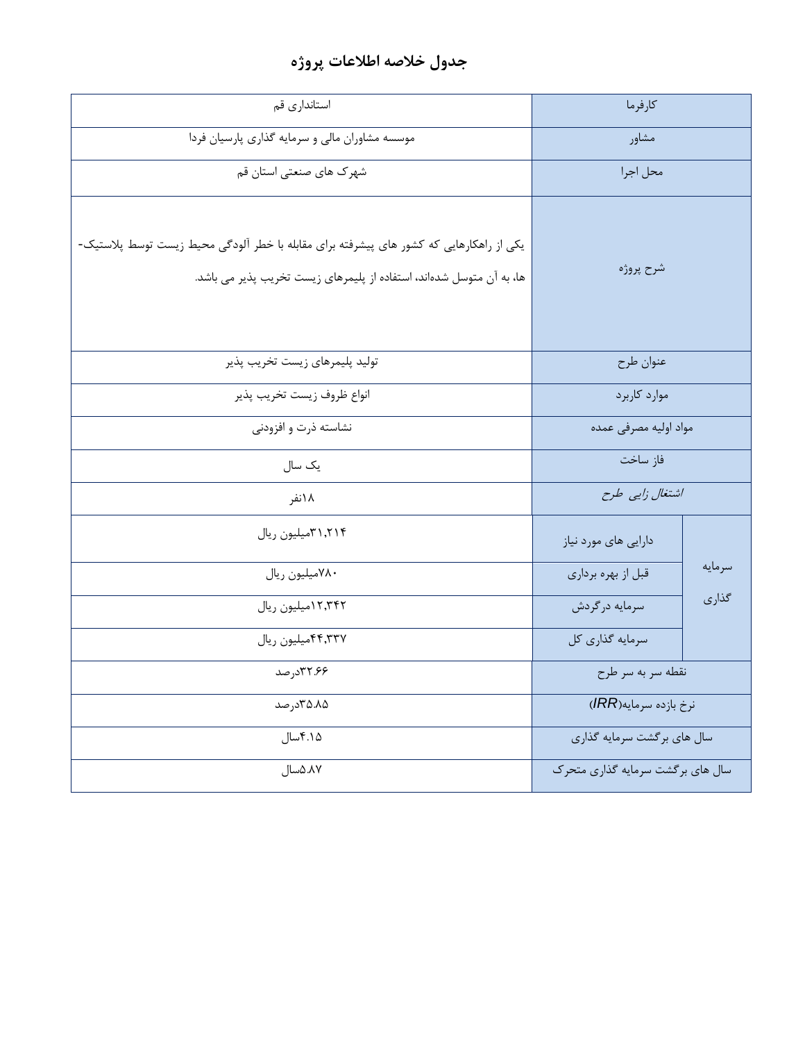# جدول خلاصه اطلاعات پروژه

| | | |
|---|---|---|
| کارفرما | | استانداری قم |
| مشاور | | موسسه مشاوران مالی و سرمایه گذاری پارسیان فردا |
| محل اجرا | | شهرک های صنعتی استان قم |
| شرح پروژه | | یکی از راهکارهایی که کشور های پیشرفته برای مقابله با خطر آلودگی محیط زیست توسط پلاستیک-ها، به آن متوسل شده‌اند، استفاده از پلیمرهای زیست تخریب پذیر می باشد. |
| عنوان طرح | | تولید پلیمرهای زیست تخریب پذیر |
| موارد کاربرد | | انواع ظروف زیست تخریب پذیر |
| مواد اولیه مصرفی عمده | | نشاسته ذرت و افزودنی |
| فاز ساخت | | یک سال |
| *اشتغال زایی طرح* | | ۱۸نفر |
| سرمایه گذاری | دارایی های مورد نیاز | ۳۱,۲۱۴میلیون ریال |
| | قبل از بهره برداری | ۷۸۰میلیون ریال |
| | سرمایه درگردش | ۱۲,۳۴۲میلیون ریال |
| | سرمایه گذاری کل | ۴۴,۳۳۷میلیون ریال |
| نقطه سر به سر طرح | | ۳۲.۶۶درصد |
| نرخ بازده سرمایه(*IRR*) | | ۳۵.۸۵درصد |
| سال های برگشت سرمایه گذاری | | ۴.۱۵سال |
| سال های برگشت سرمایه گذاری متحرک | | ۵.۸۷سال |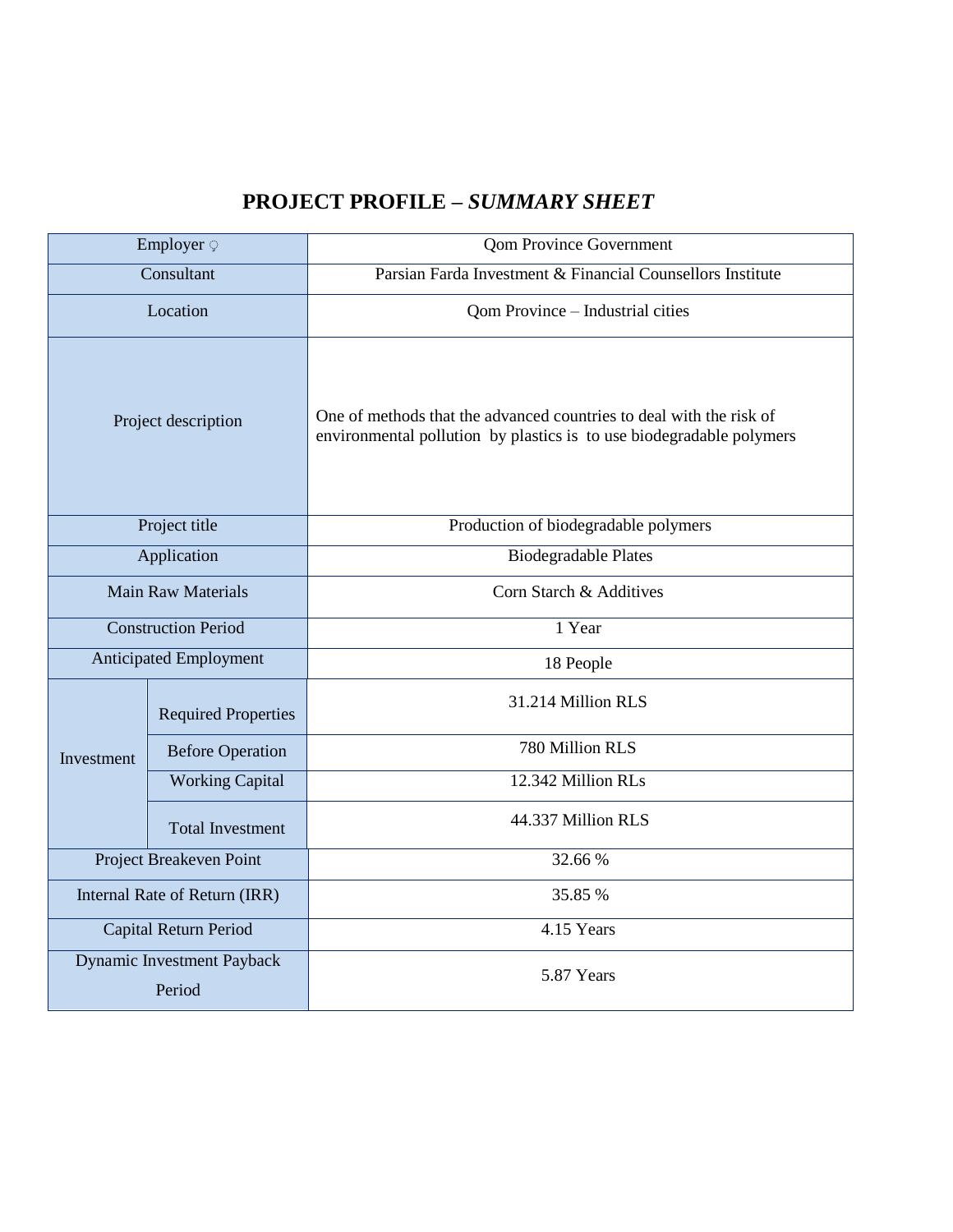# PROJECT PROFILE – *SUMMARY SHEET*

| | | |
|---|---|---|
| Employer ♀ | | Qom Province Government |
| Consultant | | Parsian Farda Investment & Financial Counsellors Institute |
| Location | | Qom Province – Industrial cities |
| Project description | | One of methods that the advanced countries to deal with the risk of environmental pollution by plastics is to use biodegradable polymers |
| Project title | | Production of biodegradable polymers |
| Application | | Biodegradable Plates |
| Main Raw Materials | | Corn Starch & Additives |
| Construction Period | | 1 Year |
| Anticipated Employment | | 18 People |
| Investment | Required Properties | 31.214 Million RLS |
| | Before Operation | 780 Million RLS |
| | Working Capital | 12.342 Million RLs |
| | Total Investment | 44.337 Million RLS |
| Project Breakeven Point | | 32.66 % |
| Internal Rate of Return (IRR) | | 35.85 % |
| Capital Return Period | | 4.15 Years |
| Dynamic Investment Payback Period | | 5.87 Years |